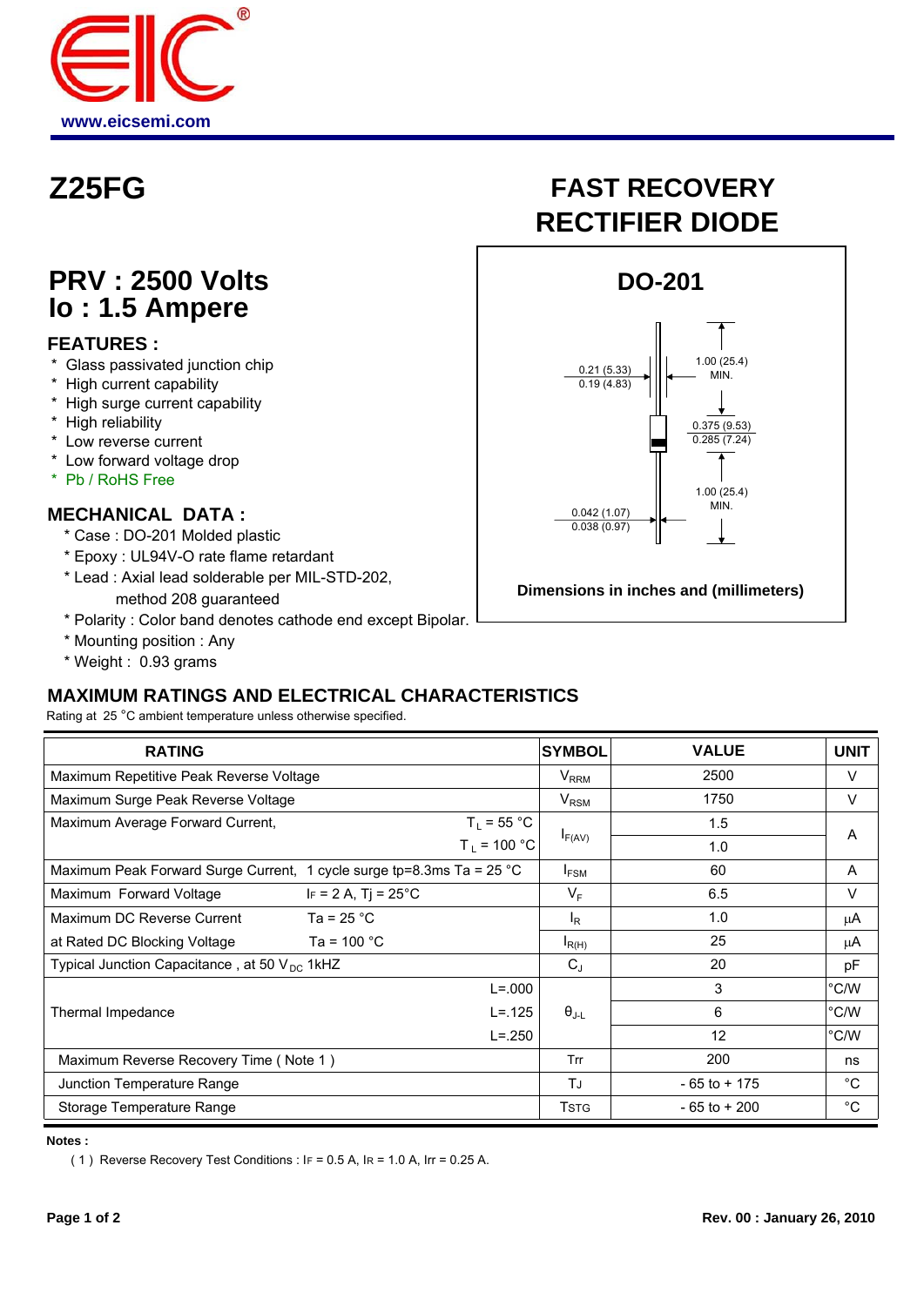www.eicsemi.com

# Z25FG

# FAST RECOVERY RECTIFIER DIODE

## PRV : 2500 Volts
## Io : 1.5 Ampere

### FEATURES :

* Glass passivated junction chip
* High current capability
* High surge current capability
* High reliability
* Low reverse current
* Low forward voltage drop
* Pb / RoHS Free

### MECHANICAL DATA :

* Case : DO-201 Molded plastic
* Epoxy : UL94V-O rate flame retardant
* Lead : Axial lead solderable per MIL-STD-202, method 208 guaranteed
* Polarity : Color band denotes cathode end except Bipolar.
* Mounting position : Any
* Weight : 0.93 grams

### DO-201

0.21 (5.33)
0.19 (4.83)

1.00 (25.4) MIN.

0.375 (9.53)
0.285 (7.24)

1.00 (25.4) MIN.

0.042 (1.07)
0.038 (0.97)

Dimensions in inches and (millimeters)

## MAXIMUM RATINGS AND ELECTRICAL CHARACTERISTICS

Rating at 25 °C ambient temperature unless otherwise specified.

| RATING | | SYMBOL | VALUE | UNIT |
|---|---|---|---|---|
| Maximum Repetitive Peak Reverse Voltage | | $V_{RRM}$ | 2500 | V |
| Maximum Surge Peak Reverse Voltage | | $V_{RSM}$ | 1750 | V |
| Maximum Average Forward Current, | $T_L$ = 55 °C | $I_{F(AV)}$ | 1.5 | A |
| | $T_L$ = 100 °C | | 1.0 | |
| Maximum Peak Forward Surge Current, 1 cycle surge tp=8.3ms Ta = 25 °C | | $I_{FSM}$ | 60 | A |
| Maximum Forward Voltage | IF = 2 A, Tj = 25°C | $V_F$ | 6.5 | V |
| Maximum DC Reverse Current | Ta = 25 °C | $I_R$ | 1.0 | µA |
| at Rated DC Blocking Voltage | Ta = 100 °C | $I_{R(H)}$ | 25 | µA |
| Typical Junction Capacitance , at 50 $V_{DC}$ 1kHZ | | $C_J$ | 20 | pF |
| Thermal Impedance | L=.000 | $\theta_{J-L}$ | 3 | °C/W |
| | L=.125 | | 6 | °C/W |
| | L=.250 | | 12 | °C/W |
| Maximum Reverse Recovery Time ( Note 1 ) | | Trr | 200 | ns |
| Junction Temperature Range | | TJ | - 65 to + 175 | °C |
| Storage Temperature Range | | TSTG | - 65 to + 200 | °C |

**Notes :**

( 1 ) Reverse Recovery Test Conditions : IF = 0.5 A, IR = 1.0 A, Irr = 0.25 A.

**Rev. 00 : January 26, 2010**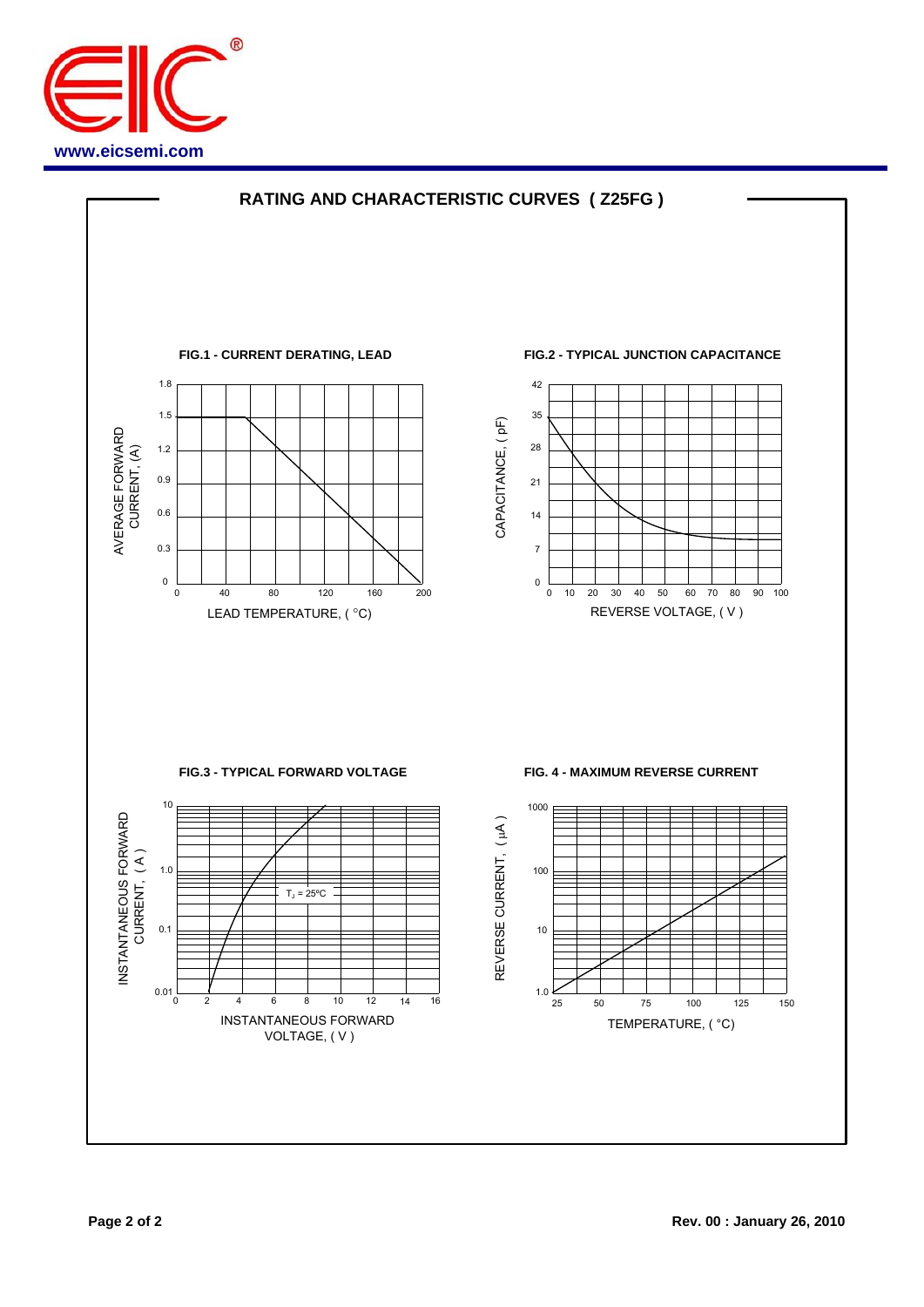## RATING AND CHARACTERISTIC CURVES ( Z25FG )

**FIG.1 - CURRENT DERATING, LEAD**

AVERAGE FORWARD CURRENT, (A)

1.8
1.5
1.2
0.9
0.6
0.3
0

0 40 80 120 160 200

LEAD TEMPERATURE, ( °C)

**FIG.2 - TYPICAL JUNCTION CAPACITANCE**

CAPACITANCE, ( pF)

42
35
28
21
14
7
0

0 10 20 30 40 50 60 70 80 90 100

REVERSE VOLTAGE, ( V )

**FIG.3 - TYPICAL FORWARD VOLTAGE**

INSTANTANEOUS FORWARD CURRENT, ( A )

10
1.0
0.1
0.01

$T_J$ = 25°C

0 2 4 6 8 10 12 14 16

INSTANTANEOUS FORWARD VOLTAGE, ( V )

**FIG. 4 - MAXIMUM REVERSE CURRENT**

REVERSE CURRENT, ( μA )

1000
100
10
1.0

25 50 75 100 125 150

TEMPERATURE, ( °C)

Rev. 00 : January 26, 2010